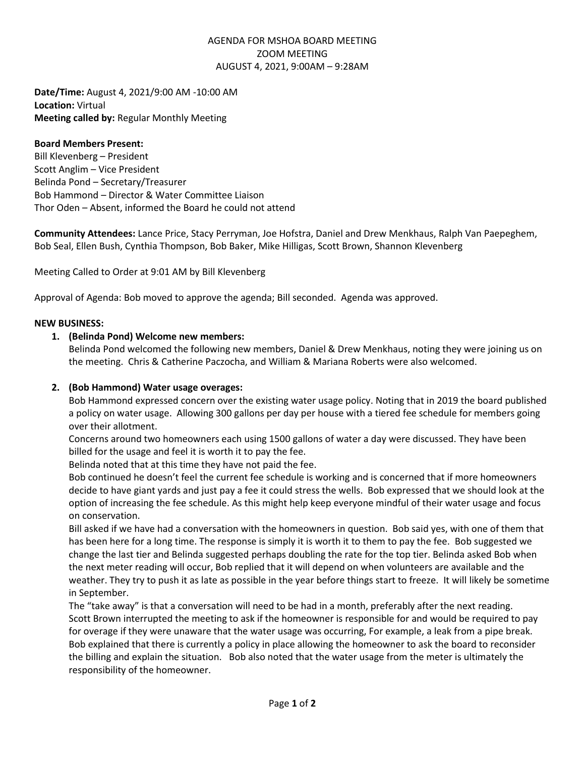AGENDA FOR MSHOA BOARD MEETING
ZOOM MEETING
AUGUST 4, 2021, 9:00AM – 9:28AM

**Date/Time:** August 4, 2021/9:00 AM -10:00 AM
**Location:** Virtual
**Meeting called by:** Regular Monthly Meeting

**Board Members Present:**
Bill Klevenberg – President
Scott Anglim – Vice President
Belinda Pond – Secretary/Treasurer
Bob Hammond – Director & Water Committee Liaison
Thor Oden – Absent, informed the Board he could not attend

**Community Attendees:** Lance Price, Stacy Perryman, Joe Hofstra, Daniel and Drew Menkhaus, Ralph Van Paepeghem, Bob Seal, Ellen Bush, Cynthia Thompson, Bob Baker, Mike Hilligas, Scott Brown, Shannon Klevenberg

Meeting Called to Order at 9:01 AM by Bill Klevenberg

Approval of Agenda: Bob moved to approve the agenda; Bill seconded. Agenda was approved.

**NEW BUSINESS:**

1. **(Belinda Pond) Welcome new members:**
   Belinda Pond welcomed the following new members, Daniel & Drew Menkhaus, noting they were joining us on the meeting. Chris & Catherine Paczocha, and William & Mariana Roberts were also welcomed.

2. **(Bob Hammond) Water usage overages:**
   Bob Hammond expressed concern over the existing water usage policy. Noting that in 2019 the board published a policy on water usage. Allowing 300 gallons per day per house with a tiered fee schedule for members going over their allotment.
   Concerns around two homeowners each using 1500 gallons of water a day were discussed. They have been billed for the usage and feel it is worth it to pay the fee.
   Belinda noted that at this time they have not paid the fee.
   Bob continued he doesn't feel the current fee schedule is working and is concerned that if more homeowners decide to have giant yards and just pay a fee it could stress the wells. Bob expressed that we should look at the option of increasing the fee schedule. As this might help keep everyone mindful of their water usage and focus on conservation.
   Bill asked if we have had a conversation with the homeowners in question. Bob said yes, with one of them that has been here for a long time. The response is simply it is worth it to them to pay the fee. Bob suggested we change the last tier and Belinda suggested perhaps doubling the rate for the top tier. Belinda asked Bob when the next meter reading will occur, Bob replied that it will depend on when volunteers are available and the weather. They try to push it as late as possible in the year before things start to freeze. It will likely be sometime in September.
   The "take away" is that a conversation will need to be had in a month, preferably after the next reading.
   Scott Brown interrupted the meeting to ask if the homeowner is responsible for and would be required to pay for overage if they were unaware that the water usage was occurring, For example, a leak from a pipe break. Bob explained that there is currently a policy in place allowing the homeowner to ask the board to reconsider the billing and explain the situation. Bob also noted that the water usage from the meter is ultimately the responsibility of the homeowner.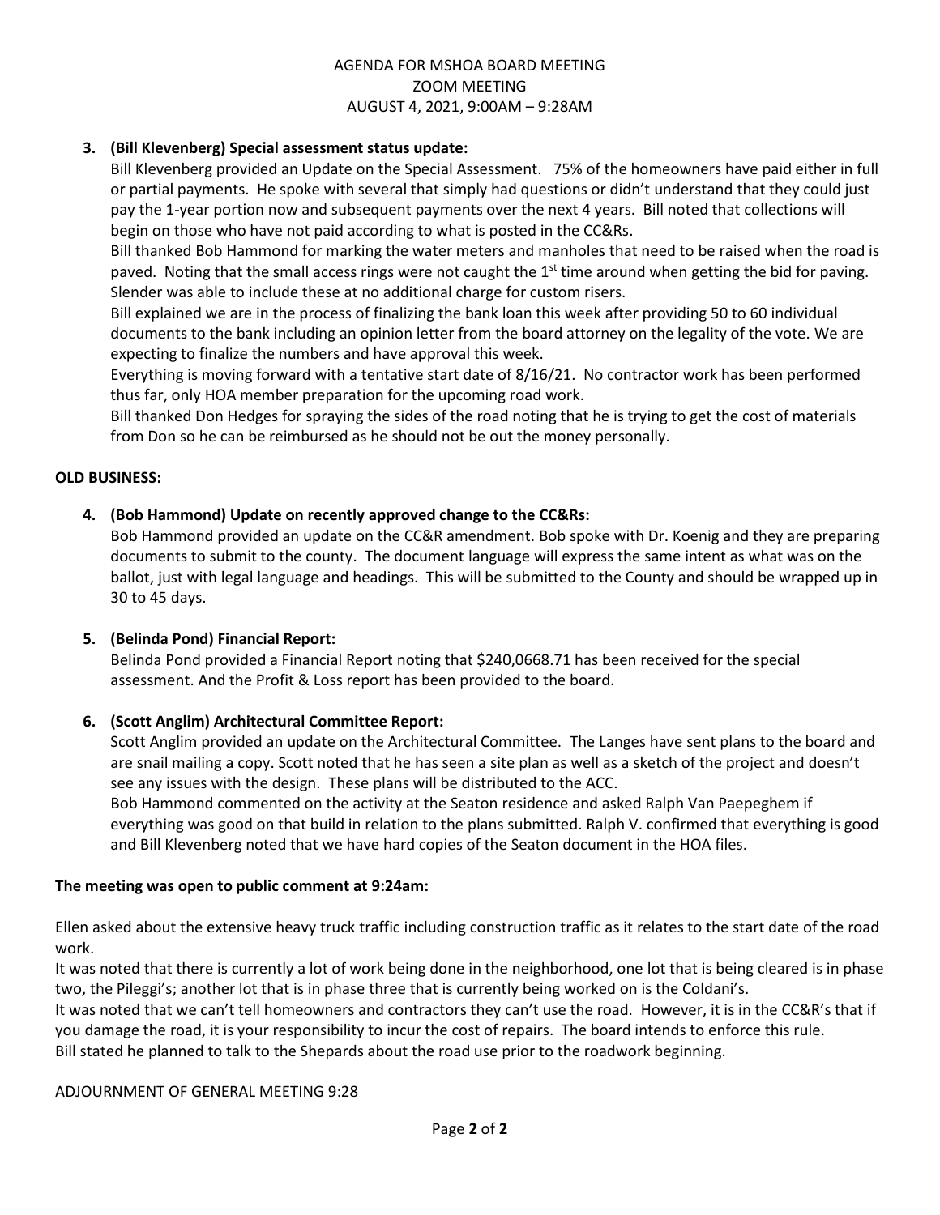AGENDA FOR MSHOA BOARD MEETING
ZOOM MEETING
AUGUST 4, 2021, 9:00AM – 9:28AM

3. **(Bill Klevenberg) Special assessment status update:**

   Bill Klevenberg provided an Update on the Special Assessment. 75% of the homeowners have paid either in full or partial payments. He spoke with several that simply had questions or didn't understand that they could just pay the 1-year portion now and subsequent payments over the next 4 years. Bill noted that collections will begin on those who have not paid according to what is posted in the CC&Rs.

   Bill thanked Bob Hammond for marking the water meters and manholes that need to be raised when the road is paved. Noting that the small access rings were not caught the 1st time around when getting the bid for paving. Slender was able to include these at no additional charge for custom risers.

   Bill explained we are in the process of finalizing the bank loan this week after providing 50 to 60 individual documents to the bank including an opinion letter from the board attorney on the legality of the vote. We are expecting to finalize the numbers and have approval this week.

   Everything is moving forward with a tentative start date of 8/16/21. No contractor work has been performed thus far, only HOA member preparation for the upcoming road work.

   Bill thanked Don Hedges for spraying the sides of the road noting that he is trying to get the cost of materials from Don so he can be reimbursed as he should not be out the money personally.

**OLD BUSINESS:**

4. **(Bob Hammond) Update on recently approved change to the CC&Rs:**

   Bob Hammond provided an update on the CC&R amendment. Bob spoke with Dr. Koenig and they are preparing documents to submit to the county. The document language will express the same intent as what was on the ballot, just with legal language and headings. This will be submitted to the County and should be wrapped up in 30 to 45 days.

5. **(Belinda Pond) Financial Report:**

   Belinda Pond provided a Financial Report noting that $240,0668.71 has been received for the special assessment. And the Profit & Loss report has been provided to the board.

6. **(Scott Anglim) Architectural Committee Report:**

   Scott Anglim provided an update on the Architectural Committee. The Langes have sent plans to the board and are snail mailing a copy. Scott noted that he has seen a site plan as well as a sketch of the project and doesn't see any issues with the design. These plans will be distributed to the ACC.

   Bob Hammond commented on the activity at the Seaton residence and asked Ralph Van Paepeghem if everything was good on that build in relation to the plans submitted. Ralph V. confirmed that everything is good and Bill Klevenberg noted that we have hard copies of the Seaton document in the HOA files.

**The meeting was open to public comment at 9:24am:**

Ellen asked about the extensive heavy truck traffic including construction traffic as it relates to the start date of the road work.

It was noted that there is currently a lot of work being done in the neighborhood, one lot that is being cleared is in phase two, the Pileggi's; another lot that is in phase three that is currently being worked on is the Coldani's.

It was noted that we can't tell homeowners and contractors they can't use the road. However, it is in the CC&R's that if you damage the road, it is your responsibility to incur the cost of repairs. The board intends to enforce this rule.

Bill stated he planned to talk to the Shepards about the road use prior to the roadwork beginning.

ADJOURNMENT OF GENERAL MEETING 9:28